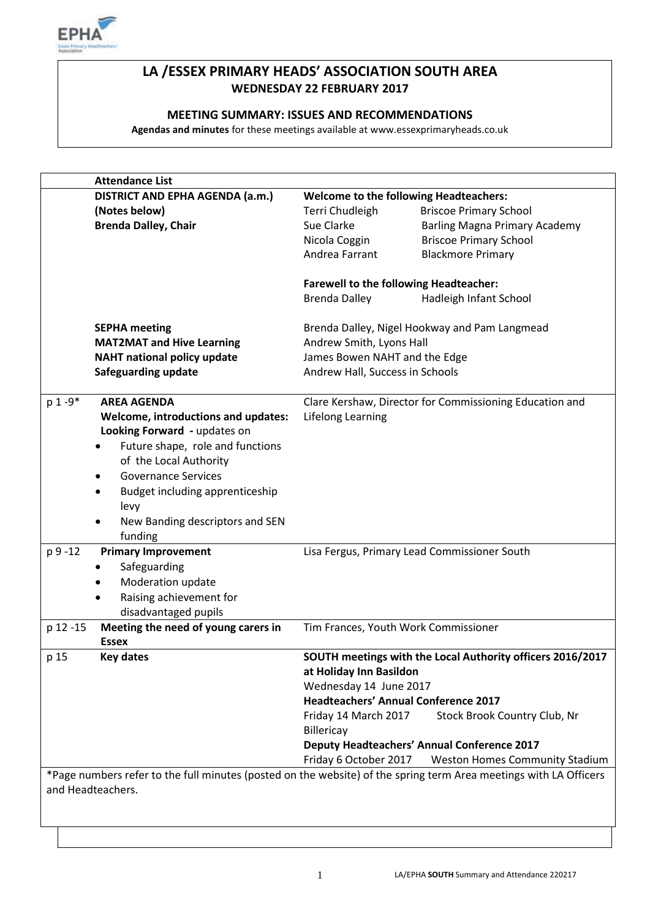# LA /ESSEX PRIMARY HEADS' ASSOCIATION SOUTH AREA

**WEDNESDAY 22 FEBRUARY 2017**

**MEETING SUMMARY: ISSUES AND RECOMMENDATIONS**

**Agendas and minutes** for these meetings available at www.essexprimaryheads.co.uk

| | **Attendance List** | |
|---|---|---|
| | **DISTRICT AND EPHA AGENDA (a.m.)**<br>**(Notes below)**<br>**Brenda Dalley, Chair** | **Welcome to the following Headteachers:**<br>Terri Chudleigh — Briscoe Primary School<br>Sue Clarke — Barling Magna Primary Academy<br>Nicola Coggin — Briscoe Primary School<br>Andrea Farrant — Blackmore Primary<br><br>**Farewell to the following Headteacher:**<br>Brenda Dalley — Hadleigh Infant School |
| | **SEPHA meeting**<br>**MAT2MAT and Hive Learning**<br>**NAHT national policy update**<br>**Safeguarding update** | Brenda Dalley, Nigel Hookway and Pam Langmead<br>Andrew Smith, Lyons Hall<br>James Bowen NAHT and the Edge<br>Andrew Hall, Success in Schools |
| p 1 -9* | **AREA AGENDA**<br>**Welcome, introductions and updates:**<br>**Looking Forward -** updates on<br>• Future shape, role and functions of the Local Authority<br>• Governance Services<br>• Budget including apprenticeship levy<br>• New Banding descriptors and SEN funding | Clare Kershaw, Director for Commissioning Education and Lifelong Learning |
| p 9 -12 | **Primary Improvement**<br>• Safeguarding<br>• Moderation update<br>• Raising achievement for disadvantaged pupils | Lisa Fergus, Primary Lead Commissioner South |
| p 12 -15 | **Meeting the need of young carers in Essex** | Tim Frances, Youth Work Commissioner |
| p 15 | **Key dates** | **SOUTH meetings with the Local Authority officers 2016/2017 at Holiday Inn Basildon**<br>Wednesday 14 June 2017<br>**Headteachers' Annual Conference 2017**<br>Friday 14 March 2017 — Stock Brook Country Club, Nr Billericay<br>**Deputy Headteachers' Annual Conference 2017**<br>Friday 6 October 2017 — Weston Homes Community Stadium |

*Page numbers refer to the full minutes (posted on the website) of the spring term Area meetings with LA Officers and Headteachers.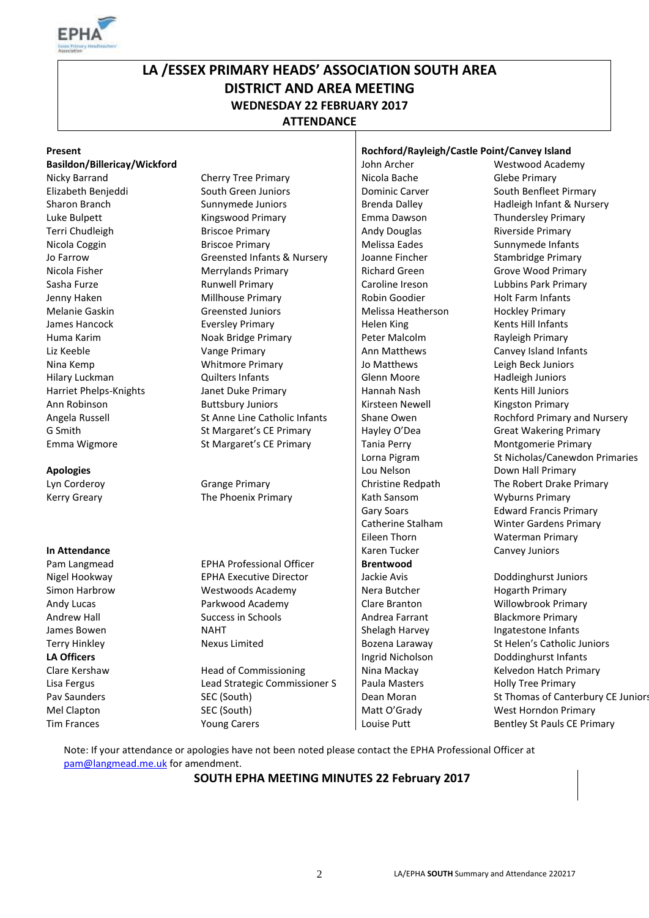# LA /ESSEX PRIMARY HEADS' ASSOCIATION SOUTH AREA
## DISTRICT AND AREA MEETING
### WEDNESDAY 22 FEBRUARY 2017
### ATTENDANCE

**Present**

**Basildon/Billericay/Wickford**

| Name | School |
|---|---|
| Nicky Barrand | Cherry Tree Primary |
| Elizabeth Benjeddi | South Green Juniors |
| Sharon Branch | Sunnymede Juniors |
| Luke Bulpett | Kingswood Primary |
| Terri Chudleigh | Briscoe Primary |
| Nicola Coggin | Briscoe Primary |
| Jo Farrow | Greensted Infants & Nursery |
| Nicola Fisher | Merrylands Primary |
| Sasha Furze | Runwell Primary |
| Jenny Haken | Millhouse Primary |
| Melanie Gaskin | Greensted Juniors |
| James Hancock | Eversley Primary |
| Huma Karim | Noak Bridge Primary |
| Liz Keeble | Vange Primary |
| Nina Kemp | Whitmore Primary |
| Hilary Luckman | Quilters Infants |
| Harriet Phelps-Knights | Janet Duke Primary |
| Ann Robinson | Buttsbury Juniors |
| Angela Russell | St Anne Line Catholic Infants |
| G Smith | St Margaret's CE Primary |
| Emma Wigmore | St Margaret's CE Primary |

**Apologies**

| Name | School |
|---|---|
| Lyn Corderoy | Grange Primary |
| Kerry Greary | The Phoenix Primary |

**In Attendance**

| Name | Role |
|---|---|
| Pam Langmead | EPHA Professional Officer |
| Nigel Hookway | EPHA Executive Director |
| Simon Harbrow | Westwoods Academy |
| Andy Lucas | Parkwood Academy |
| Andrew Hall | Success in Schools |
| James Bowen | NAHT |
| Terry Hinkley | Nexus Limited |

**LA Officers**

| Name | Role |
|---|---|
| Clare Kershaw | Head of Commissioning |
| Lisa Fergus | Lead Strategic Commissioner S |
| Pav Saunders | SEC (South) |
| Mel Clapton | SEC (South) |
| Tim Frances | Young Carers |

**Rochford/Rayleigh/Castle Point/Canvey Island**

| Name | School |
|---|---|
| John Archer | Westwood Academy |
| Nicola Bache | Glebe Primary |
| Dominic Carver | South Benfleet Pirmary |
| Brenda Dalley | Hadleigh Infant & Nursery |
| Emma Dawson | Thundersley Primary |
| Andy Douglas | Riverside Primary |
| Melissa Eades | Sunnymede Infants |
| Joanne Fincher | Stambridge Primary |
| Richard Green | Grove Wood Primary |
| Caroline Ireson | Lubbins Park Primary |
| Robin Goodier | Holt Farm Infants |
| Melissa Heatherson | Hockley Primary |
| Helen King | Kents Hill Infants |
| Peter Malcolm | Rayleigh Primary |
| Ann Matthews | Canvey Island Infants |
| Jo Matthews | Leigh Beck Juniors |
| Glenn Moore | Hadleigh Juniors |
| Hannah Nash | Kents Hill Juniors |
| Kirsteen Newell | Kingston Primary |
| Shane Owen | Rochford Primary and Nursery |
| Hayley O'Dea | Great Wakering Primary |
| Tania Perry | Montgomerie Primary |
| Lorna Pigram | St Nicholas/Canewdon Primaries |
| Lou Nelson | Down Hall Primary |
| Christine Redpath | The Robert Drake Primary |
| Kath Sansom | Wyburns Primary |
| Gary Soars | Edward Francis Primary |
| Catherine Stalham | Winter Gardens Primary |
| Eileen Thorn | Waterman Primary |
| Karen Tucker | Canvey Juniors |

**Brentwood**

| Name | School |
|---|---|
| Jackie Avis | Doddinghurst Juniors |
| Nera Butcher | Hogarth Primary |
| Clare Branton | Willowbrook Primary |
| Andrea Farrant | Blackmore Primary |
| Shelagh Harvey | Ingatestone Infants |
| Bozena Laraway | St Helen's Catholic Juniors |
| Ingrid Nicholson | Doddinghurst Infants |
| Nina Mackay | Kelvedon Hatch Primary |
| Paula Masters | Holly Tree Primary |
| Dean Moran | St Thomas of Canterbury CE Juniors |
| Matt O'Grady | West Horndon Primary |
| Louise Putt | Bentley St Pauls CE Primary |

Note: If your attendance or apologies have not been noted please contact the EPHA Professional Officer at pam@langmead.me.uk for amendment.

**SOUTH EPHA MEETING MINUTES 22 February 2017**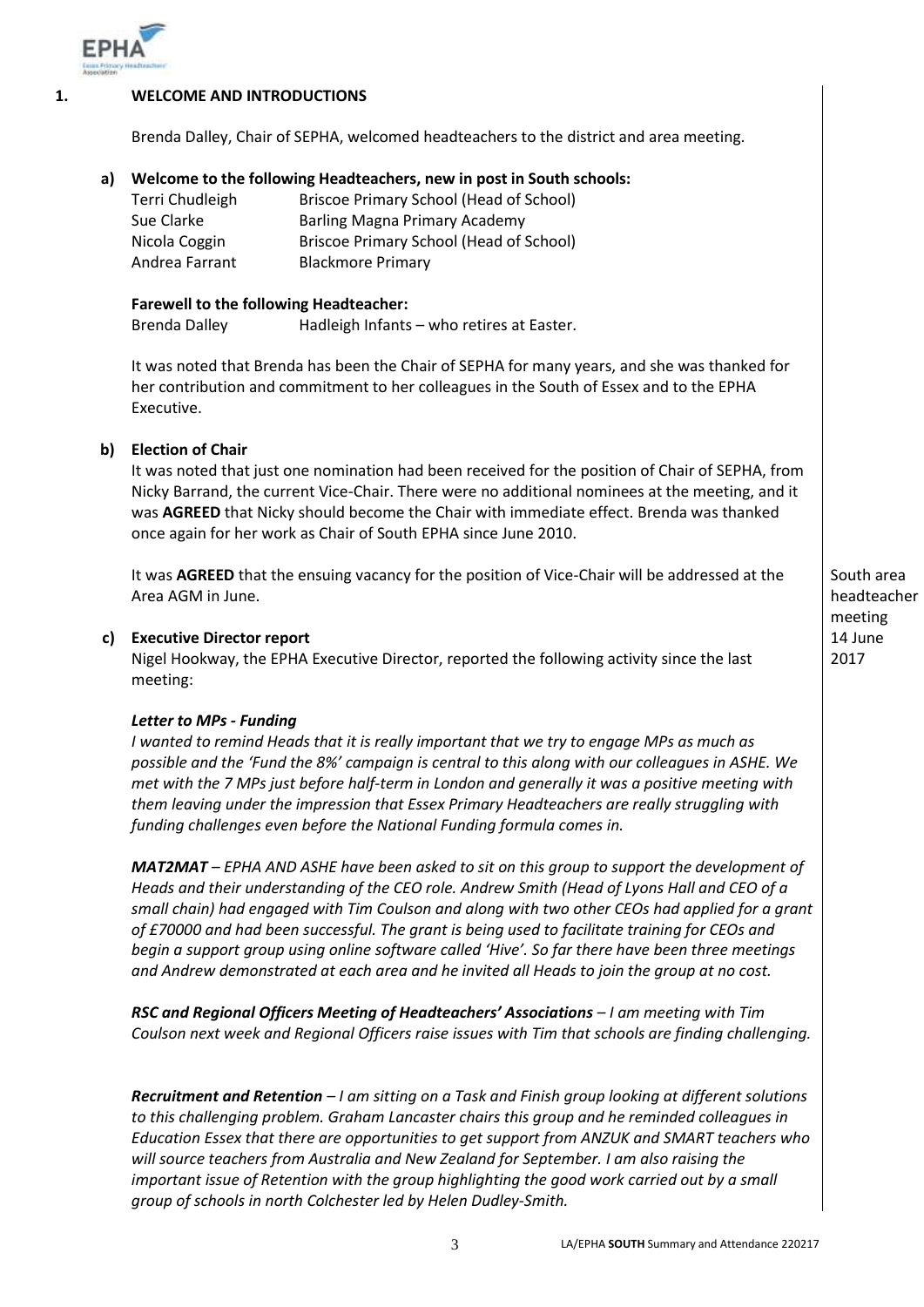## 1. WELCOME AND INTRODUCTIONS

Brenda Dalley, Chair of SEPHA, welcomed headteachers to the district and area meeting.

### a) Welcome to the following Headteachers, new in post in South schools:

| | |
|---|---|
| Terri Chudleigh | Briscoe Primary School (Head of School) |
| Sue Clarke | Barling Magna Primary Academy |
| Nicola Coggin | Briscoe Primary School (Head of School) |
| Andrea Farrant | Blackmore Primary |

**Farewell to the following Headteacher:**

Brenda Dalley — Hadleigh Infants – who retires at Easter.

It was noted that Brenda has been the Chair of SEPHA for many years, and she was thanked for her contribution and commitment to her colleagues in the South of Essex and to the EPHA Executive.

### b) Election of Chair

It was noted that just one nomination had been received for the position of Chair of SEPHA, from Nicky Barrand, the current Vice-Chair. There were no additional nominees at the meeting, and it was **AGREED** that Nicky should become the Chair with immediate effect. Brenda was thanked once again for her work as Chair of South EPHA since June 2010.

It was **AGREED** that the ensuing vacancy for the position of Vice-Chair will be addressed at the Area AGM in June.

*South area headteacher meeting 14 June 2017*

### c) Executive Director report

Nigel Hookway, the EPHA Executive Director, reported the following activity since the last meeting:

***Letter to MPs - Funding***

*I wanted to remind Heads that it is really important that we try to engage MPs as much as possible and the 'Fund the 8%' campaign is central to this along with our colleagues in ASHE. We met with the 7 MPs just before half-term in London and generally it was a positive meeting with them leaving under the impression that Essex Primary Headteachers are really struggling with funding challenges even before the National Funding formula comes in.*

***MAT2MAT*** *– EPHA AND ASHE have been asked to sit on this group to support the development of Heads and their understanding of the CEO role. Andrew Smith (Head of Lyons Hall and CEO of a small chain) had engaged with Tim Coulson and along with two other CEOs had applied for a grant of £70000 and had been successful. The grant is being used to facilitate training for CEOs and begin a support group using online software called 'Hive'. So far there have been three meetings and Andrew demonstrated at each area and he invited all Heads to join the group at no cost.*

***RSC and Regional Officers Meeting of Headteachers' Associations*** *– I am meeting with Tim Coulson next week and Regional Officers raise issues with Tim that schools are finding challenging.*

***Recruitment and Retention*** *– I am sitting on a Task and Finish group looking at different solutions to this challenging problem. Graham Lancaster chairs this group and he reminded colleagues in Education Essex that there are opportunities to get support from ANZUK and SMART teachers who will source teachers from Australia and New Zealand for September. I am also raising the important issue of Retention with the group highlighting the good work carried out by a small group of schools in north Colchester led by Helen Dudley-Smith.*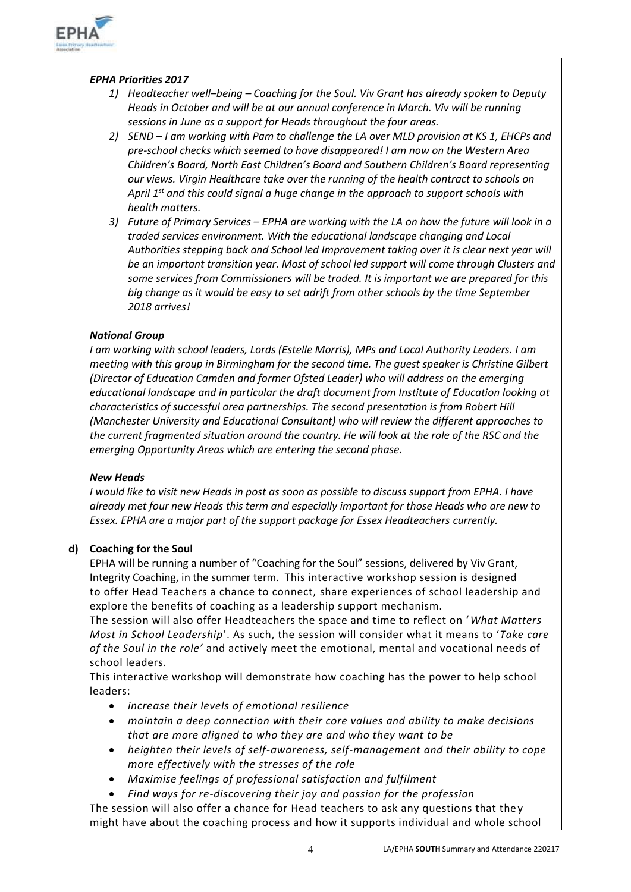***EPHA Priorities 2017***

1) *Headteacher well–being – Coaching for the Soul. Viv Grant has already spoken to Deputy Heads in October and will be at our annual conference in March. Viv will be running sessions in June as a support for Heads throughout the four areas.*
2) *SEND – I am working with Pam to challenge the LA over MLD provision at KS 1, EHCPs and pre-school checks which seemed to have disappeared! I am now on the Western Area Children's Board, North East Children's Board and Southern Children's Board representing our views. Virgin Healthcare take over the running of the health contract to schools on April 1st and this could signal a huge change in the approach to support schools with health matters.*
3) *Future of Primary Services – EPHA are working with the LA on how the future will look in a traded services environment. With the educational landscape changing and Local Authorities stepping back and School led Improvement taking over it is clear next year will be an important transition year. Most of school led support will come through Clusters and some services from Commissioners will be traded. It is important we are prepared for this big change as it would be easy to set adrift from other schools by the time September 2018 arrives!*

***National Group***

*I am working with school leaders, Lords (Estelle Morris), MPs and Local Authority Leaders. I am meeting with this group in Birmingham for the second time. The guest speaker is Christine Gilbert (Director of Education Camden and former Ofsted Leader) who will address on the emerging educational landscape and in particular the draft document from Institute of Education looking at characteristics of successful area partnerships. The second presentation is from Robert Hill (Manchester University and Educational Consultant) who will review the different approaches to the current fragmented situation around the country. He will look at the role of the RSC and the emerging Opportunity Areas which are entering the second phase.*

***New Heads***

*I would like to visit new Heads in post as soon as possible to discuss support from EPHA. I have already met four new Heads this term and especially important for those Heads who are new to Essex. EPHA are a major part of the support package for Essex Headteachers currently.*

**d) Coaching for the Soul**

EPHA will be running a number of "Coaching for the Soul" sessions, delivered by Viv Grant, Integrity Coaching, in the summer term. This interactive workshop session is designed to offer Head Teachers a chance to connect, share experiences of school leadership and explore the benefits of coaching as a leadership support mechanism.

The session will also offer Headteachers the space and time to reflect on '*What Matters Most in School Leadership*'. As such, the session will consider what it means to '*Take care of the Soul in the role'* and actively meet the emotional, mental and vocational needs of school leaders.

This interactive workshop will demonstrate how coaching has the power to help school leaders:

- *increase their levels of emotional resilience*
- *maintain a deep connection with their core values and ability to make decisions that are more aligned to who they are and who they want to be*
- *heighten their levels of self-awareness, self-management and their ability to cope more effectively with the stresses of the role*
- *Maximise feelings of professional satisfaction and fulfilment*
- *Find ways for re-discovering their joy and passion for the profession*

The session will also offer a chance for Head teachers to ask any questions that they might have about the coaching process and how it supports individual and whole school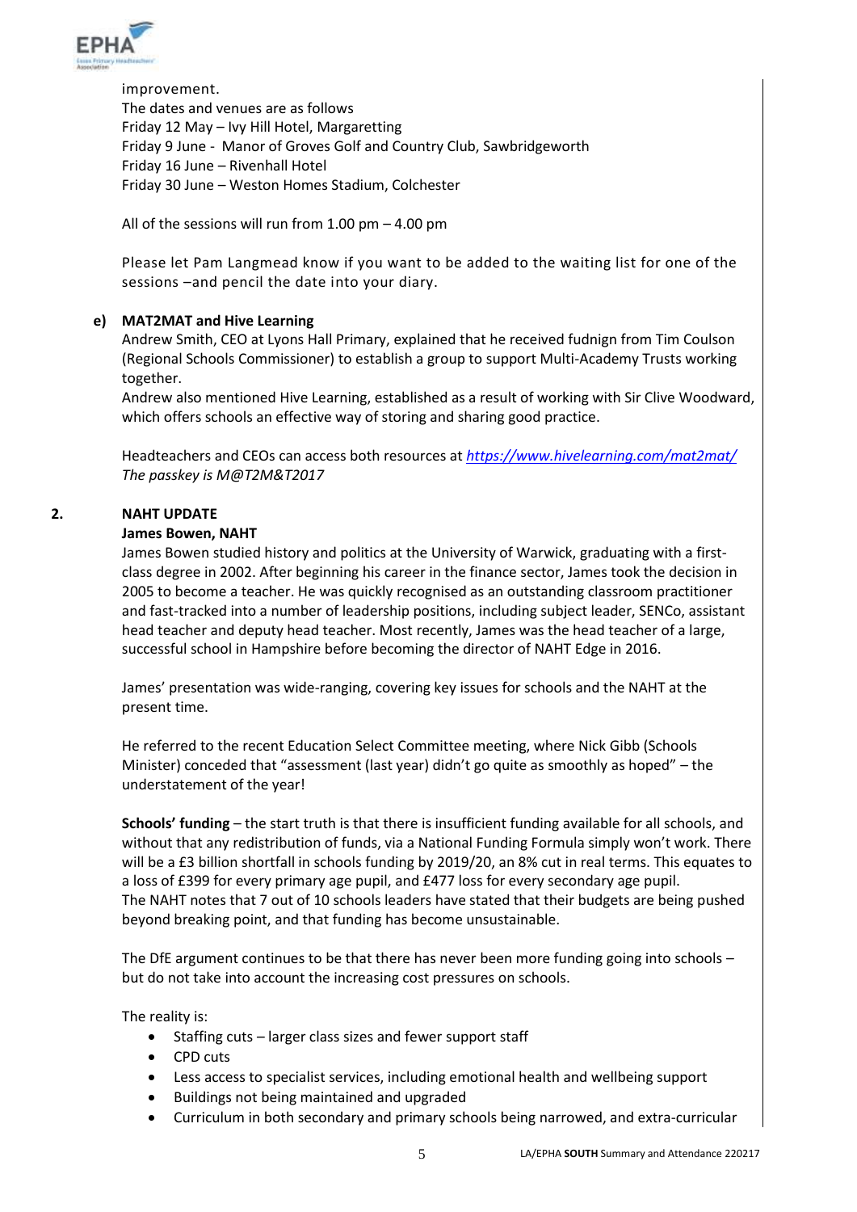improvement.
The dates and venues are as follows
Friday 12 May – Ivy Hill Hotel, Margaretting
Friday 9 June - Manor of Groves Golf and Country Club, Sawbridgeworth
Friday 16 June – Rivenhall Hotel
Friday 30 June – Weston Homes Stadium, Colchester

All of the sessions will run from 1.00 pm – 4.00 pm

Please let Pam Langmead know if you want to be added to the waiting list for one of the sessions –and pencil the date into your diary.

**e) MAT2MAT and Hive Learning**

Andrew Smith, CEO at Lyons Hall Primary, explained that he received fudnign from Tim Coulson (Regional Schools Commissioner) to establish a group to support Multi-Academy Trusts working together.
Andrew also mentioned Hive Learning, established as a result of working with Sir Clive Woodward, which offers schools an effective way of storing and sharing good practice.

Headteachers and CEOs can access both resources at *https://www.hivelearning.com/mat2mat/*
*The passkey is M@T2M&T2017*

**2. NAHT UPDATE**

**James Bowen, NAHT**

James Bowen studied history and politics at the University of Warwick, graduating with a first-class degree in 2002. After beginning his career in the finance sector, James took the decision in 2005 to become a teacher. He was quickly recognised as an outstanding classroom practitioner and fast-tracked into a number of leadership positions, including subject leader, SENCo, assistant head teacher and deputy head teacher. Most recently, James was the head teacher of a large, successful school in Hampshire before becoming the director of NAHT Edge in 2016.

James' presentation was wide-ranging, covering key issues for schools and the NAHT at the present time.

He referred to the recent Education Select Committee meeting, where Nick Gibb (Schools Minister) conceded that "assessment (last year) didn't go quite as smoothly as hoped" – the understatement of the year!

**Schools' funding** – the start truth is that there is insufficient funding available for all schools, and without that any redistribution of funds, via a National Funding Formula simply won't work. There will be a £3 billion shortfall in schools funding by 2019/20, an 8% cut in real terms. This equates to a loss of £399 for every primary age pupil, and £477 loss for every secondary age pupil.
The NAHT notes that 7 out of 10 schools leaders have stated that their budgets are being pushed beyond breaking point, and that funding has become unsustainable.

The DfE argument continues to be that there has never been more funding going into schools – but do not take into account the increasing cost pressures on schools.

The reality is:

- Staffing cuts – larger class sizes and fewer support staff
- CPD cuts
- Less access to specialist services, including emotional health and wellbeing support
- Buildings not being maintained and upgraded
- Curriculum in both secondary and primary schools being narrowed, and extra-curricular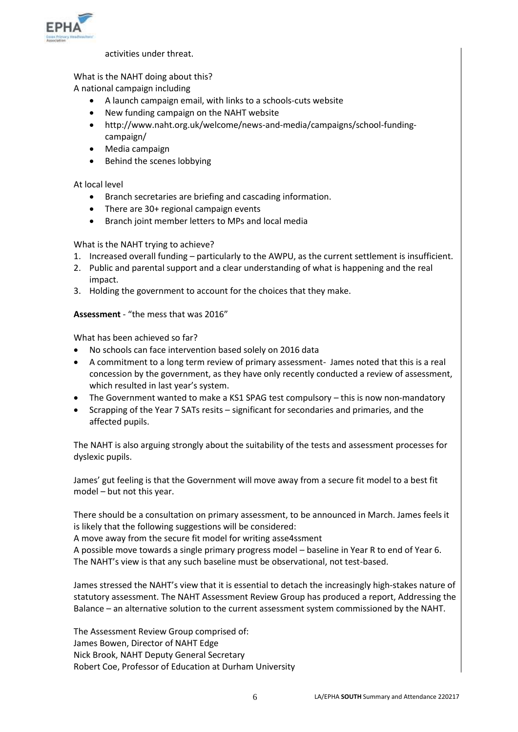activities under threat.

What is the NAHT doing about this?
A national campaign including

- A launch campaign email, with links to a schools-cuts website
- New funding campaign on the NAHT website
- http://www.naht.org.uk/welcome/news-and-media/campaigns/school-funding-campaign/
- Media campaign
- Behind the scenes lobbying

At local level

- Branch secretaries are briefing and cascading information.
- There are 30+ regional campaign events
- Branch joint member letters to MPs and local media

What is the NAHT trying to achieve?

1. Increased overall funding – particularly to the AWPU, as the current settlement is insufficient.
2. Public and parental support and a clear understanding of what is happening and the real impact.
3. Holding the government to account for the choices that they make.

**Assessment** - "the mess that was 2016"

What has been achieved so far?

- No schools can face intervention based solely on 2016 data
- A commitment to a long term review of primary assessment- James noted that this is a real concession by the government, as they have only recently conducted a review of assessment, which resulted in last year's system.
- The Government wanted to make a KS1 SPAG test compulsory – this is now non-mandatory
- Scrapping of the Year 7 SATs resits – significant for secondaries and primaries, and the affected pupils.

The NAHT is also arguing strongly about the suitability of the tests and assessment processes for dyslexic pupils.

James' gut feeling is that the Government will move away from a secure fit model to a best fit model – but not this year.

There should be a consultation on primary assessment, to be announced in March. James feels it is likely that the following suggestions will be considered:
A move away from the secure fit model for writing asse4ssment
A possible move towards a single primary progress model – baseline in Year R to end of Year 6.
The NAHT's view is that any such baseline must be observational, not test-based.

James stressed the NAHT's view that it is essential to detach the increasingly high-stakes nature of statutory assessment. The NAHT Assessment Review Group has produced a report, Addressing the Balance – an alternative solution to the current assessment system commissioned by the NAHT.

The Assessment Review Group comprised of:
James Bowen, Director of NAHT Edge
Nick Brook, NAHT Deputy General Secretary
Robert Coe, Professor of Education at Durham University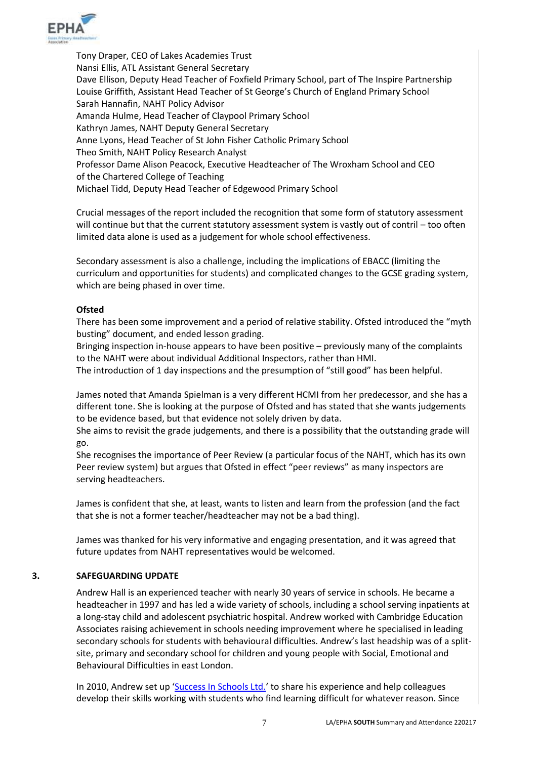Tony Draper, CEO of Lakes Academies Trust
Nansi Ellis, ATL Assistant General Secretary
Dave Ellison, Deputy Head Teacher of Foxfield Primary School, part of The Inspire Partnership
Louise Griffith, Assistant Head Teacher of St George's Church of England Primary School
Sarah Hannafin, NAHT Policy Advisor
Amanda Hulme, Head Teacher of Claypool Primary School
Kathryn James, NAHT Deputy General Secretary
Anne Lyons, Head Teacher of St John Fisher Catholic Primary School
Theo Smith, NAHT Policy Research Analyst
Professor Dame Alison Peacock, Executive Headteacher of The Wroxham School and CEO of the Chartered College of Teaching
Michael Tidd, Deputy Head Teacher of Edgewood Primary School

Crucial messages of the report included the recognition that some form of statutory assessment will continue but that the current statutory assessment system is vastly out of contril – too often limited data alone is used as a judgement for whole school effectiveness.

Secondary assessment is also a challenge, including the implications of EBACC (limiting the curriculum and opportunities for students) and complicated changes to the GCSE grading system, which are being phased in over time.

**Ofsted**

There has been some improvement and a period of relative stability. Ofsted introduced the "myth busting" document, and ended lesson grading.

Bringing inspection in-house appears to have been positive – previously many of the complaints to the NAHT were about individual Additional Inspectors, rather than HMI.

The introduction of 1 day inspections and the presumption of "still good" has been helpful.

James noted that Amanda Spielman is a very different HCMI from her predecessor, and she has a different tone. She is looking at the purpose of Ofsted and has stated that she wants judgements to be evidence based, but that evidence not solely driven by data.

She aims to revisit the grade judgements, and there is a possibility that the outstanding grade will go.

She recognises the importance of Peer Review (a particular focus of the NAHT, which has its own Peer review system) but argues that Ofsted in effect "peer reviews" as many inspectors are serving headteachers.

James is confident that she, at least, wants to listen and learn from the profession (and the fact that she is not a former teacher/headteacher may not be a bad thing).

James was thanked for his very informative and engaging presentation, and it was agreed that future updates from NAHT representatives would be welcomed.

## 3. SAFEGUARDING UPDATE

Andrew Hall is an experienced teacher with nearly 30 years of service in schools. He became a headteacher in 1997 and has led a wide variety of schools, including a school serving inpatients at a long-stay child and adolescent psychiatric hospital. Andrew worked with Cambridge Education Associates raising achievement in schools needing improvement where he specialised in leading secondary schools for students with behavioural difficulties. Andrew's last headship was of a split-site, primary and secondary school for children and young people with Social, Emotional and Behavioural Difficulties in east London.

In 2010, Andrew set up 'Success In Schools Ltd.' to share his experience and help colleagues develop their skills working with students who find learning difficult for whatever reason. Since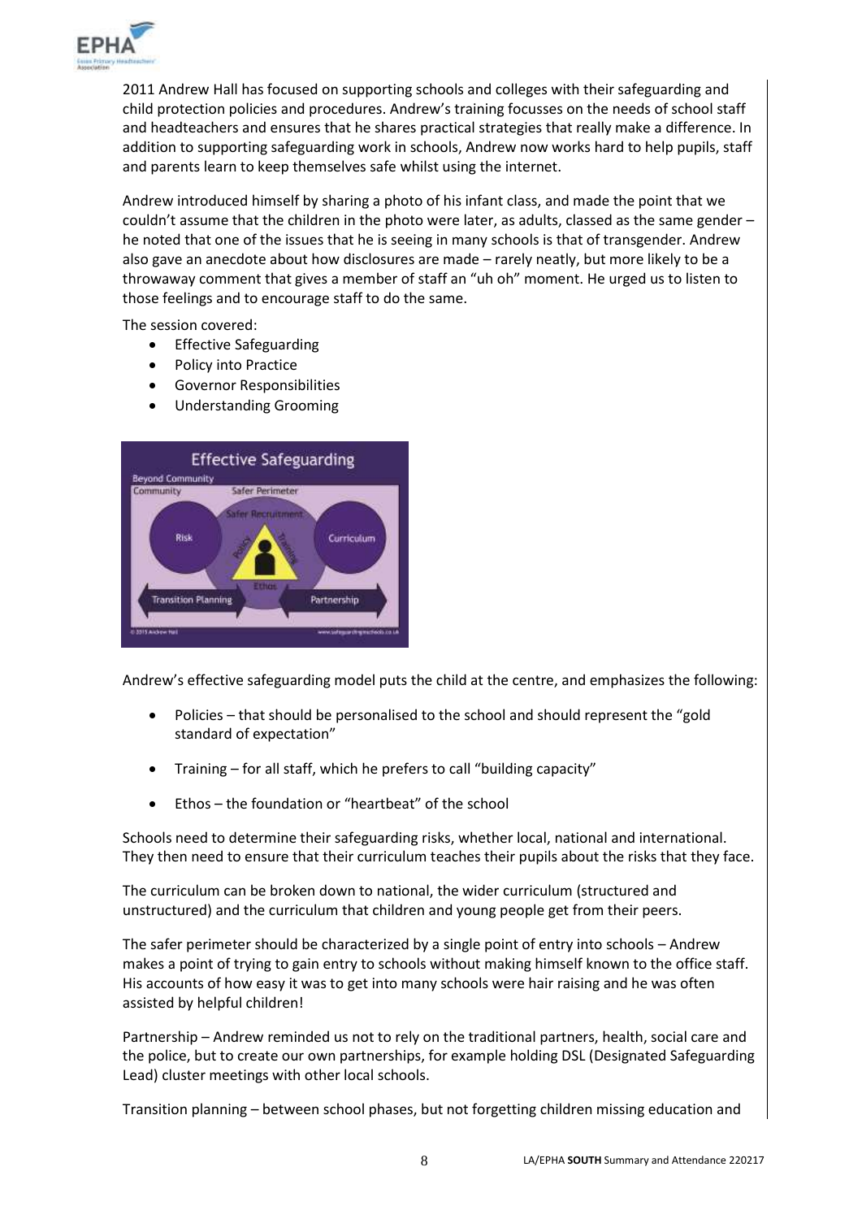2011 Andrew Hall has focused on supporting schools and colleges with their safeguarding and child protection policies and procedures. Andrew's training focusses on the needs of school staff and headteachers and ensures that he shares practical strategies that really make a difference. In addition to supporting safeguarding work in schools, Andrew now works hard to help pupils, staff and parents learn to keep themselves safe whilst using the internet.

Andrew introduced himself by sharing a photo of his infant class, and made the point that we couldn't assume that the children in the photo were later, as adults, classed as the same gender – he noted that one of the issues that he is seeing in many schools is that of transgender. Andrew also gave an anecdote about how disclosures are made – rarely neatly, but more likely to be a throwaway comment that gives a member of staff an "uh oh" moment. He urged us to listen to those feelings and to encourage staff to do the same.

The session covered:

- Effective Safeguarding
- Policy into Practice
- Governor Responsibilities
- Understanding Grooming

Andrew's effective safeguarding model puts the child at the centre, and emphasizes the following:

- Policies – that should be personalised to the school and should represent the "gold standard of expectation"
- Training – for all staff, which he prefers to call "building capacity"
- Ethos – the foundation or "heartbeat" of the school

Schools need to determine their safeguarding risks, whether local, national and international. They then need to ensure that their curriculum teaches their pupils about the risks that they face.

The curriculum can be broken down to national, the wider curriculum (structured and unstructured) and the curriculum that children and young people get from their peers.

The safer perimeter should be characterized by a single point of entry into schools – Andrew makes a point of trying to gain entry to schools without making himself known to the office staff. His accounts of how easy it was to get into many schools were hair raising and he was often assisted by helpful children!

Partnership – Andrew reminded us not to rely on the traditional partners, health, social care and the police, but to create our own partnerships, for example holding DSL (Designated Safeguarding Lead) cluster meetings with other local schools.

Transition planning – between school phases, but not forgetting children missing education and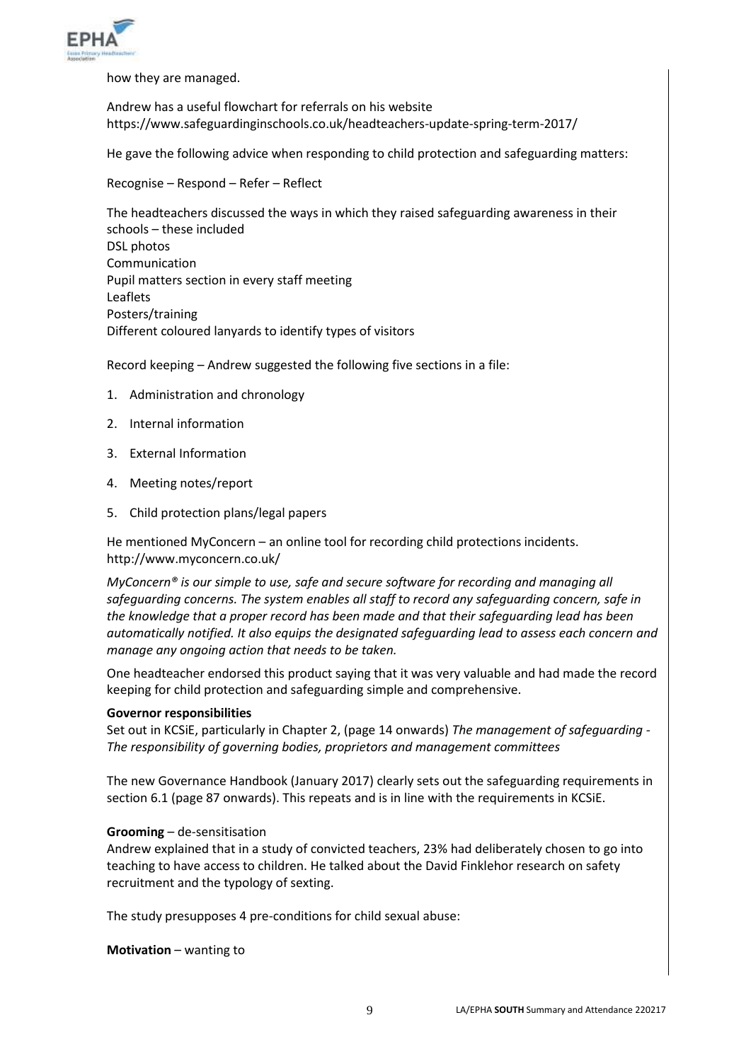how they are managed.

Andrew has a useful flowchart for referrals on his website https://www.safeguardinginschools.co.uk/headteachers-update-spring-term-2017/

He gave the following advice when responding to child protection and safeguarding matters:

Recognise – Respond – Refer – Reflect

The headteachers discussed the ways in which they raised safeguarding awareness in their schools – these included
DSL photos
Communication
Pupil matters section in every staff meeting
Leaflets
Posters/training
Different coloured lanyards to identify types of visitors

Record keeping – Andrew suggested the following five sections in a file:

1. Administration and chronology
2. Internal information
3. External Information
4. Meeting notes/report
5. Child protection plans/legal papers

He mentioned MyConcern – an online tool for recording child protections incidents. http://www.myconcern.co.uk/

*MyConcern® is our simple to use, safe and secure software for recording and managing all safeguarding concerns. The system enables all staff to record any safeguarding concern, safe in the knowledge that a proper record has been made and that their safeguarding lead has been automatically notified. It also equips the designated safeguarding lead to assess each concern and manage any ongoing action that needs to be taken.*

One headteacher endorsed this product saying that it was very valuable and had made the record keeping for child protection and safeguarding simple and comprehensive.

**Governor responsibilities**
Set out in KCSiE, particularly in Chapter 2, (page 14 onwards) *The management of safeguarding - The responsibility of governing bodies, proprietors and management committees*

The new Governance Handbook (January 2017) clearly sets out the safeguarding requirements in section 6.1 (page 87 onwards). This repeats and is in line with the requirements in KCSiE.

**Grooming** – de-sensitisation
Andrew explained that in a study of convicted teachers, 23% had deliberately chosen to go into teaching to have access to children. He talked about the David Finklehor research on safety recruitment and the typology of sexting.

The study presupposes 4 pre-conditions for child sexual abuse:

**Motivation** – wanting to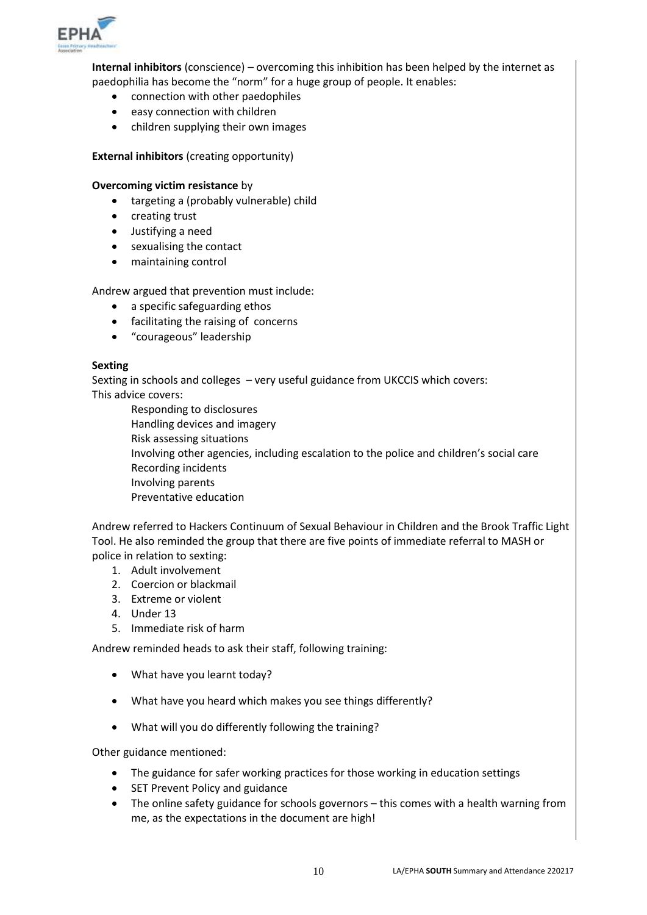**Internal inhibitors** (conscience) – overcoming this inhibition has been helped by the internet as paedophilia has become the "norm" for a huge group of people. It enables:

- connection with other paedophiles
- easy connection with children
- children supplying their own images

**External inhibitors** (creating opportunity)

**Overcoming victim resistance** by

- targeting a (probably vulnerable) child
- creating trust
- Justifying a need
- sexualising the contact
- maintaining control

Andrew argued that prevention must include:

- a specific safeguarding ethos
- facilitating the raising of concerns
- "courageous" leadership

**Sexting**

Sexting in schools and colleges – very useful guidance from UKCCIS which covers:
This advice covers:

Responding to disclosures
Handling devices and imagery
Risk assessing situations
Involving other agencies, including escalation to the police and children's social care
Recording incidents
Involving parents
Preventative education

Andrew referred to Hackers Continuum of Sexual Behaviour in Children and the Brook Traffic Light Tool. He also reminded the group that there are five points of immediate referral to MASH or police in relation to sexting:

1. Adult involvement
2. Coercion or blackmail
3. Extreme or violent
4. Under 13
5. Immediate risk of harm

Andrew reminded heads to ask their staff, following training:

- What have you learnt today?
- What have you heard which makes you see things differently?
- What will you do differently following the training?

Other guidance mentioned:

- The guidance for safer working practices for those working in education settings
- SET Prevent Policy and guidance
- The online safety guidance for schools governors – this comes with a health warning from me, as the expectations in the document are high!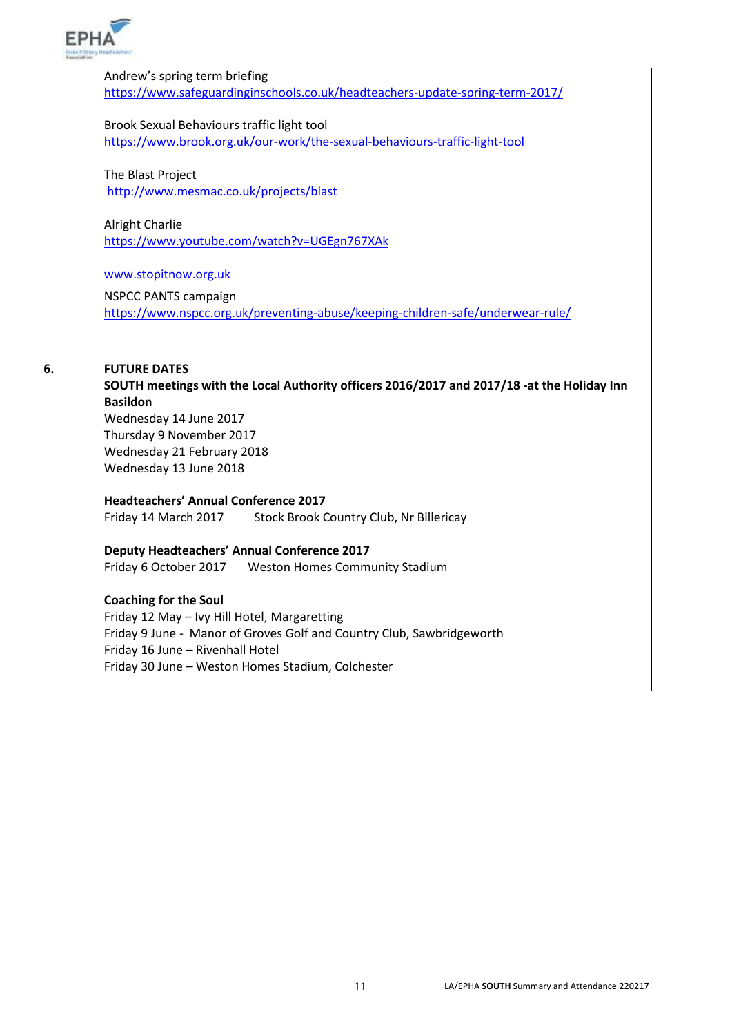Andrew's spring term briefing
https://www.safeguardinginschools.co.uk/headteachers-update-spring-term-2017/

Brook Sexual Behaviours traffic light tool
https://www.brook.org.uk/our-work/the-sexual-behaviours-traffic-light-tool

The Blast Project
http://www.mesmac.co.uk/projects/blast

Alright Charlie
https://www.youtube.com/watch?v=UGEgn767XAk

www.stopitnow.org.uk

NSPCC PANTS campaign
https://www.nspcc.org.uk/preventing-abuse/keeping-children-safe/underwear-rule/

## 6. FUTURE DATES

**SOUTH meetings with the Local Authority officers 2016/2017 and 2017/18 -at the Holiday Inn Basildon**

Wednesday 14 June 2017
Thursday 9 November 2017
Wednesday 21 February 2018
Wednesday 13 June 2018

**Headteachers' Annual Conference 2017**

Friday 14 March 2017 Stock Brook Country Club, Nr Billericay

**Deputy Headteachers' Annual Conference 2017**

Friday 6 October 2017 Weston Homes Community Stadium

**Coaching for the Soul**

Friday 12 May – Ivy Hill Hotel, Margaretting
Friday 9 June - Manor of Groves Golf and Country Club, Sawbridgeworth
Friday 16 June – Rivenhall Hotel
Friday 30 June – Weston Homes Stadium, Colchester